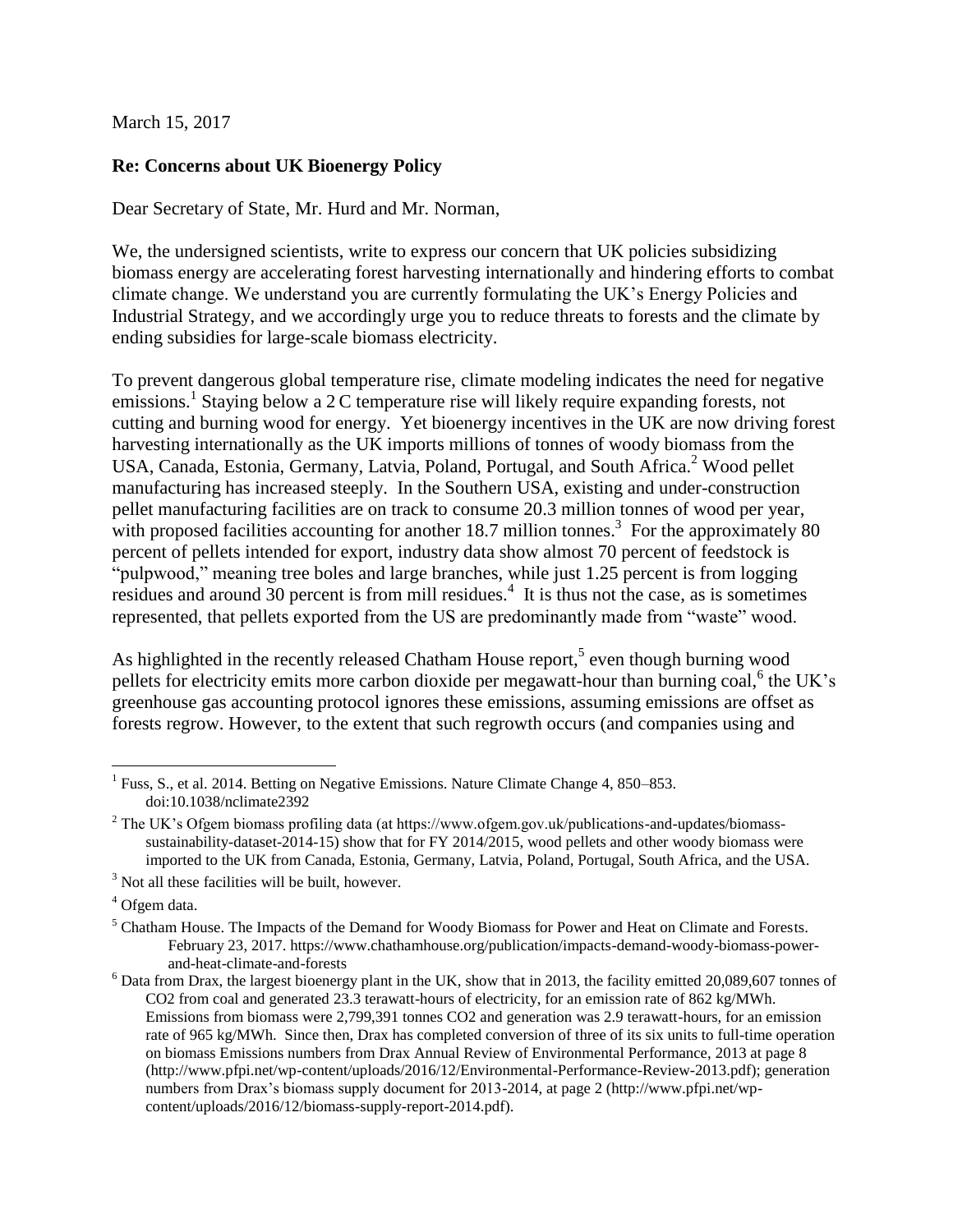March 15, 2017

**Re: Concerns about UK Bioenergy Policy**

Dear Secretary of State, Mr. Hurd and Mr. Norman,

We, the undersigned scientists, write to express our concern that UK policies subsidizing biomass energy are accelerating forest harvesting internationally and hindering efforts to combat climate change. We understand you are currently formulating the UK's Energy Policies and Industrial Strategy, and we accordingly urge you to reduce threats to forests and the climate by ending subsidies for large-scale biomass electricity.

To prevent dangerous global temperature rise, climate modeling indicates the need for negative emissions.[1] Staying below a 2 C temperature rise will likely require expanding forests, not cutting and burning wood for energy. Yet bioenergy incentives in the UK are now driving forest harvesting internationally as the UK imports millions of tonnes of woody biomass from the USA, Canada, Estonia, Germany, Latvia, Poland, Portugal, and South Africa.[2] Wood pellet manufacturing has increased steeply. In the Southern USA, existing and under-construction pellet manufacturing facilities are on track to consume 20.3 million tonnes of wood per year, with proposed facilities accounting for another 18.7 million tonnes.[3] For the approximately 80 percent of pellets intended for export, industry data show almost 70 percent of feedstock is "pulpwood," meaning tree boles and large branches, while just 1.25 percent is from logging residues and around 30 percent is from mill residues.[4] It is thus not the case, as is sometimes represented, that pellets exported from the US are predominantly made from "waste" wood.

As highlighted in the recently released Chatham House report,[5] even though burning wood pellets for electricity emits more carbon dioxide per megawatt-hour than burning coal,[6] the UK's greenhouse gas accounting protocol ignores these emissions, assuming emissions are offset as forests regrow. However, to the extent that such regrowth occurs (and companies using and

---

[1] Fuss, S., et al. 2014. Betting on Negative Emissions. Nature Climate Change 4, 850–853. doi:10.1038/nclimate2392

[2] The UK's Ofgem biomass profiling data (at https://www.ofgem.gov.uk/publications-and-updates/biomass-sustainability-dataset-2014-15) show that for FY 2014/2015, wood pellets and other woody biomass were imported to the UK from Canada, Estonia, Germany, Latvia, Poland, Portugal, South Africa, and the USA.

[3] Not all these facilities will be built, however.

[4] Ofgem data.

[5] Chatham House. The Impacts of the Demand for Woody Biomass for Power and Heat on Climate and Forests. February 23, 2017. https://www.chathamhouse.org/publication/impacts-demand-woody-biomass-power-and-heat-climate-and-forests

[6] Data from Drax, the largest bioenergy plant in the UK, show that in 2013, the facility emitted 20,089,607 tonnes of $CO_2$ from coal and generated 23.3 terawatt-hours of electricity, for an emission rate of 862 kg/MWh. Emissions from biomass were 2,799,391 tonnes $CO_2$ and generation was 2.9 terawatt-hours, for an emission rate of 965 kg/MWh. Since then, Drax has completed conversion of three of its six units to full-time operation on biomass Emissions numbers from Drax Annual Review of Environmental Performance, 2013 at page 8 (http://www.pfpi.net/wp-content/uploads/2016/12/Environmental-Performance-Review-2013.pdf); generation numbers from Drax's biomass supply document for 2013-2014, at page 2 (http://www.pfpi.net/wp-content/uploads/2016/12/biomass-supply-report-2014.pdf).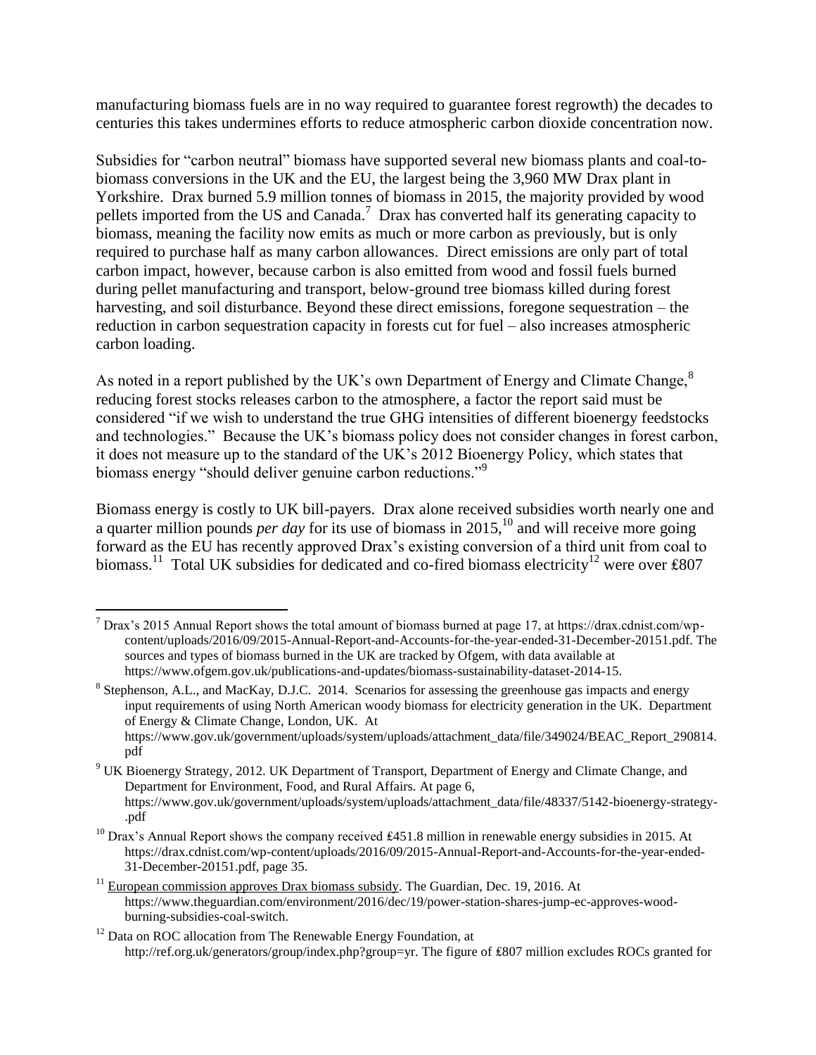manufacturing biomass fuels are in no way required to guarantee forest regrowth) the decades to centuries this takes undermines efforts to reduce atmospheric carbon dioxide concentration now.

Subsidies for "carbon neutral" biomass have supported several new biomass plants and coal-to-biomass conversions in the UK and the EU, the largest being the 3,960 MW Drax plant in Yorkshire. Drax burned 5.9 million tonnes of biomass in 2015, the majority provided by wood pellets imported from the US and Canada.[7] Drax has converted half its generating capacity to biomass, meaning the facility now emits as much or more carbon as previously, but is only required to purchase half as many carbon allowances. Direct emissions are only part of total carbon impact, however, because carbon is also emitted from wood and fossil fuels burned during pellet manufacturing and transport, below-ground tree biomass killed during forest harvesting, and soil disturbance. Beyond these direct emissions, foregone sequestration – the reduction in carbon sequestration capacity in forests cut for fuel – also increases atmospheric carbon loading.

As noted in a report published by the UK's own Department of Energy and Climate Change,[8] reducing forest stocks releases carbon to the atmosphere, a factor the report said must be considered "if we wish to understand the true GHG intensities of different bioenergy feedstocks and technologies." Because the UK's biomass policy does not consider changes in forest carbon, it does not measure up to the standard of the UK's 2012 Bioenergy Policy, which states that biomass energy "should deliver genuine carbon reductions."[9]

Biomass energy is costly to UK bill-payers. Drax alone received subsidies worth nearly one and a quarter million pounds *per day* for its use of biomass in 2015,[10] and will receive more going forward as the EU has recently approved Drax's existing conversion of a third unit from coal to biomass.[11] Total UK subsidies for dedicated and co-fired biomass electricity[12] were over ₤807

---

[7] Drax's 2015 Annual Report shows the total amount of biomass burned at page 17, at https://drax.cdnist.com/wp-content/uploads/2016/09/2015-Annual-Report-and-Accounts-for-the-year-ended-31-December-20151.pdf. The sources and types of biomass burned in the UK are tracked by Ofgem, with data available at https://www.ofgem.gov.uk/publications-and-updates/biomass-sustainability-dataset-2014-15.

[8] Stephenson, A.L., and MacKay, D.J.C. 2014. Scenarios for assessing the greenhouse gas impacts and energy input requirements of using North American woody biomass for electricity generation in the UK. Department of Energy & Climate Change, London, UK. At https://www.gov.uk/government/uploads/system/uploads/attachment_data/file/349024/BEAC_Report_290814.pdf

[9] UK Bioenergy Strategy, 2012. UK Department of Transport, Department of Energy and Climate Change, and Department for Environment, Food, and Rural Affairs. At page 6, https://www.gov.uk/government/uploads/system/uploads/attachment_data/file/48337/5142-bioenergy-strategy-.pdf

[10] Drax's Annual Report shows the company received ₤451.8 million in renewable energy subsidies in 2015. At https://drax.cdnist.com/wp-content/uploads/2016/09/2015-Annual-Report-and-Accounts-for-the-year-ended-31-December-20151.pdf, page 35.

[11] European commission approves Drax biomass subsidy. The Guardian, Dec. 19, 2016. At https://www.theguardian.com/environment/2016/dec/19/power-station-shares-jump-ec-approves-wood-burning-subsidies-coal-switch.

[12] Data on ROC allocation from The Renewable Energy Foundation, at http://ref.org.uk/generators/group/index.php?group=yr. The figure of ₤807 million excludes ROCs granted for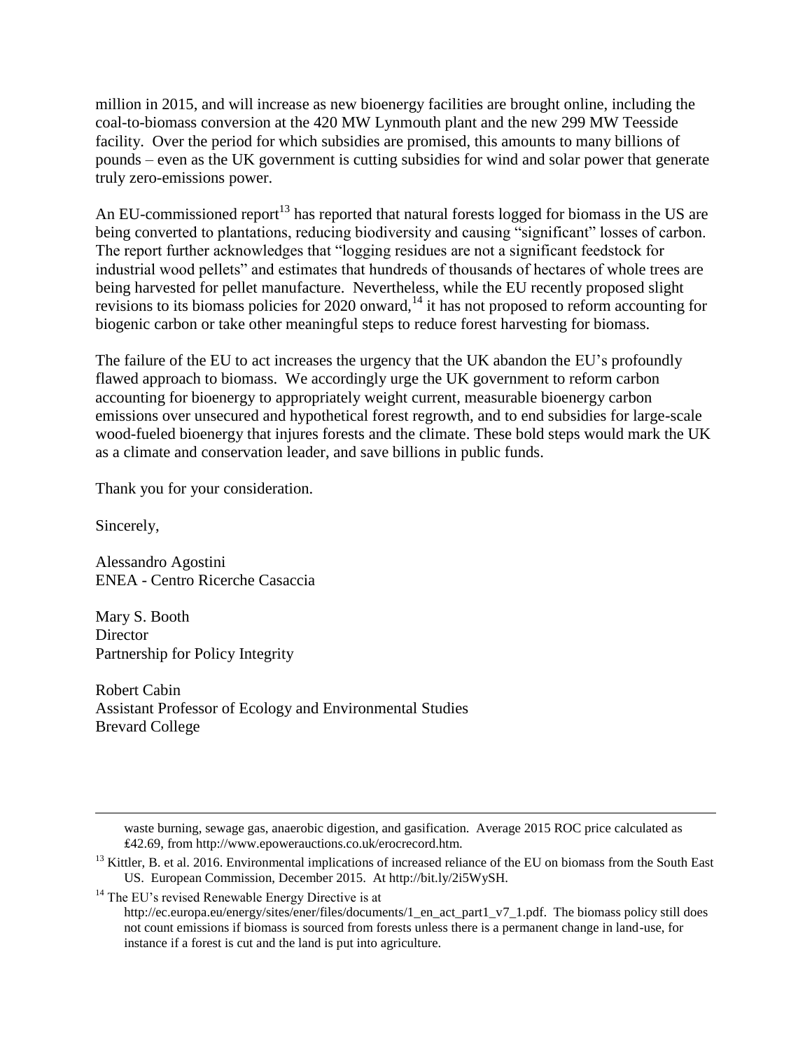million in 2015, and will increase as new bioenergy facilities are brought online, including the coal-to-biomass conversion at the 420 MW Lynmouth plant and the new 299 MW Teesside facility. Over the period for which subsidies are promised, this amounts to many billions of pounds – even as the UK government is cutting subsidies for wind and solar power that generate truly zero-emissions power.

An EU-commissioned report[13] has reported that natural forests logged for biomass in the US are being converted to plantations, reducing biodiversity and causing "significant" losses of carbon. The report further acknowledges that "logging residues are not a significant feedstock for industrial wood pellets" and estimates that hundreds of thousands of hectares of whole trees are being harvested for pellet manufacture. Nevertheless, while the EU recently proposed slight revisions to its biomass policies for 2020 onward,[14] it has not proposed to reform accounting for biogenic carbon or take other meaningful steps to reduce forest harvesting for biomass.

The failure of the EU to act increases the urgency that the UK abandon the EU's profoundly flawed approach to biomass. We accordingly urge the UK government to reform carbon accounting for bioenergy to appropriately weight current, measurable bioenergy carbon emissions over unsecured and hypothetical forest regrowth, and to end subsidies for large-scale wood-fueled bioenergy that injures forests and the climate. These bold steps would mark the UK as a climate and conservation leader, and save billions in public funds.

Thank you for your consideration.

Sincerely,

Alessandro Agostini
ENEA - Centro Ricerche Casaccia

Mary S. Booth
Director
Partnership for Policy Integrity

Robert Cabin
Assistant Professor of Ecology and Environmental Studies
Brevard College

---

waste burning, sewage gas, anaerobic digestion, and gasification. Average 2015 ROC price calculated as ₤42.69, from http://www.epowerauctions.co.uk/erocrecord.htm.

[13] Kittler, B. et al. 2016. Environmental implications of increased reliance of the EU on biomass from the South East US. European Commission, December 2015. At http://bit.ly/2i5WySH.

[14] The EU's revised Renewable Energy Directive is at http://ec.europa.eu/energy/sites/ener/files/documents/1_en_act_part1_v7_1.pdf. The biomass policy still does not count emissions if biomass is sourced from forests unless there is a permanent change in land-use, for instance if a forest is cut and the land is put into agriculture.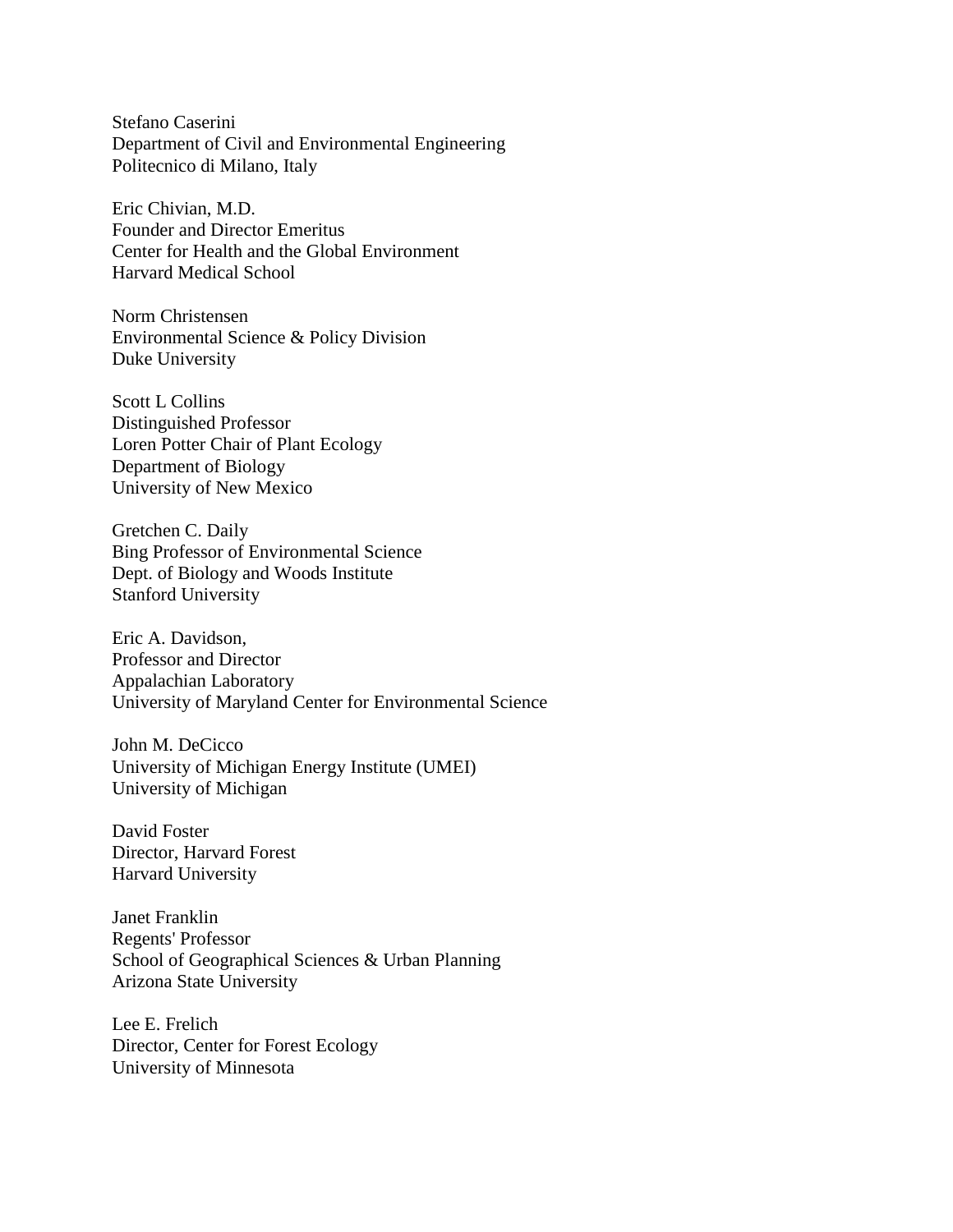Stefano Caserini
Department of Civil and Environmental Engineering
Politecnico di Milano, Italy

Eric Chivian, M.D.
Founder and Director Emeritus
Center for Health and the Global Environment
Harvard Medical School

Norm Christensen
Environmental Science & Policy Division
Duke University

Scott L Collins
Distinguished Professor
Loren Potter Chair of Plant Ecology
Department of Biology
University of New Mexico

Gretchen C. Daily
Bing Professor of Environmental Science
Dept. of Biology and Woods Institute
Stanford University

Eric A. Davidson,
Professor and Director
Appalachian Laboratory
University of Maryland Center for Environmental Science

John M. DeCicco
University of Michigan Energy Institute (UMEI)
University of Michigan

David Foster
Director, Harvard Forest
Harvard University

Janet Franklin
Regents' Professor
School of Geographical Sciences & Urban Planning
Arizona State University

Lee E. Frelich
Director, Center for Forest Ecology
University of Minnesota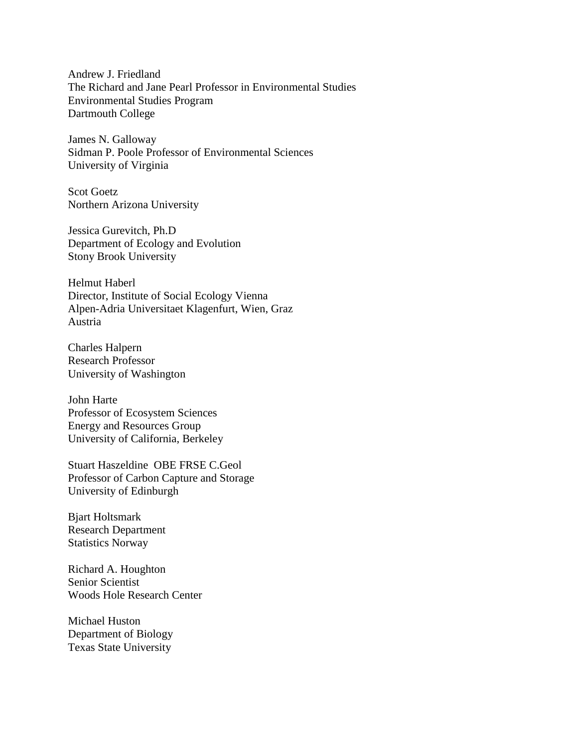Andrew J. Friedland
The Richard and Jane Pearl Professor in Environmental Studies
Environmental Studies Program
Dartmouth College

James N. Galloway
Sidman P. Poole Professor of Environmental Sciences
University of Virginia

Scot Goetz
Northern Arizona University

Jessica Gurevitch, Ph.D
Department of Ecology and Evolution
Stony Brook University

Helmut Haberl
Director, Institute of Social Ecology Vienna
Alpen-Adria Universitaet Klagenfurt, Wien, Graz
Austria

Charles Halpern
Research Professor
University of Washington

John Harte
Professor of Ecosystem Sciences
Energy and Resources Group
University of California, Berkeley

Stuart Haszeldine OBE FRSE C.Geol
Professor of Carbon Capture and Storage
University of Edinburgh

Bjart Holtsmark
Research Department
Statistics Norway

Richard A. Houghton
Senior Scientist
Woods Hole Research Center

Michael Huston
Department of Biology
Texas State University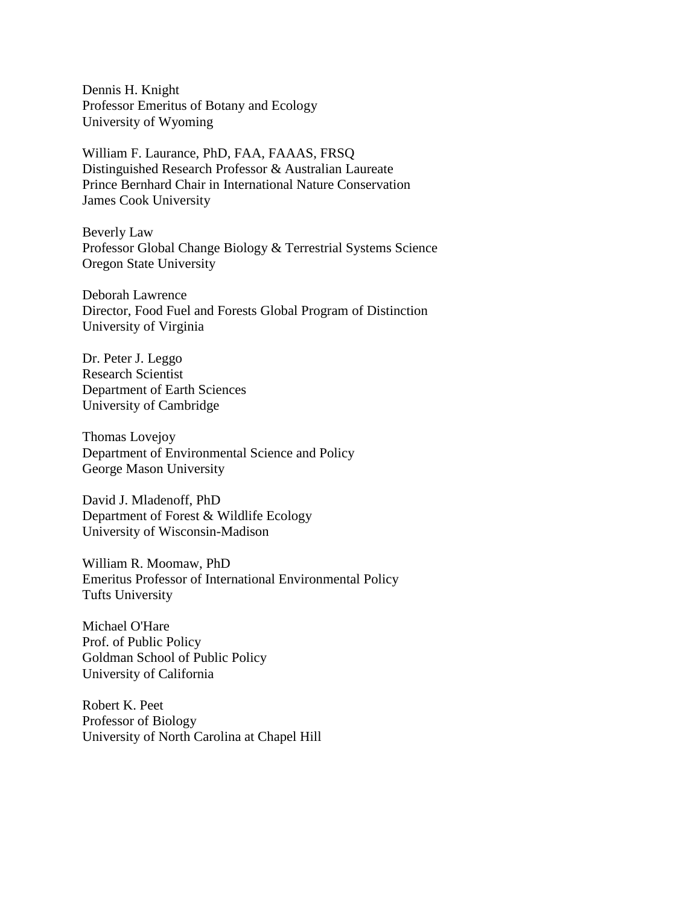Dennis H. Knight  
Professor Emeritus of Botany and Ecology  
University of Wyoming

William F. Laurance, PhD, FAA, FAAAS, FRSQ  
Distinguished Research Professor & Australian Laureate  
Prince Bernhard Chair in International Nature Conservation  
James Cook University

Beverly Law  
Professor Global Change Biology & Terrestrial Systems Science  
Oregon State University

Deborah Lawrence  
Director, Food Fuel and Forests Global Program of Distinction  
University of Virginia

Dr. Peter J. Leggo  
Research Scientist  
Department of Earth Sciences  
University of Cambridge

Thomas Lovejoy  
Department of Environmental Science and Policy  
George Mason University

David J. Mladenoff, PhD  
Department of Forest & Wildlife Ecology  
University of Wisconsin-Madison

William R. Moomaw, PhD  
Emeritus Professor of International Environmental Policy  
Tufts University

Michael O'Hare  
Prof. of Public Policy  
Goldman School of Public Policy  
University of California

Robert K. Peet  
Professor of Biology  
University of North Carolina at Chapel Hill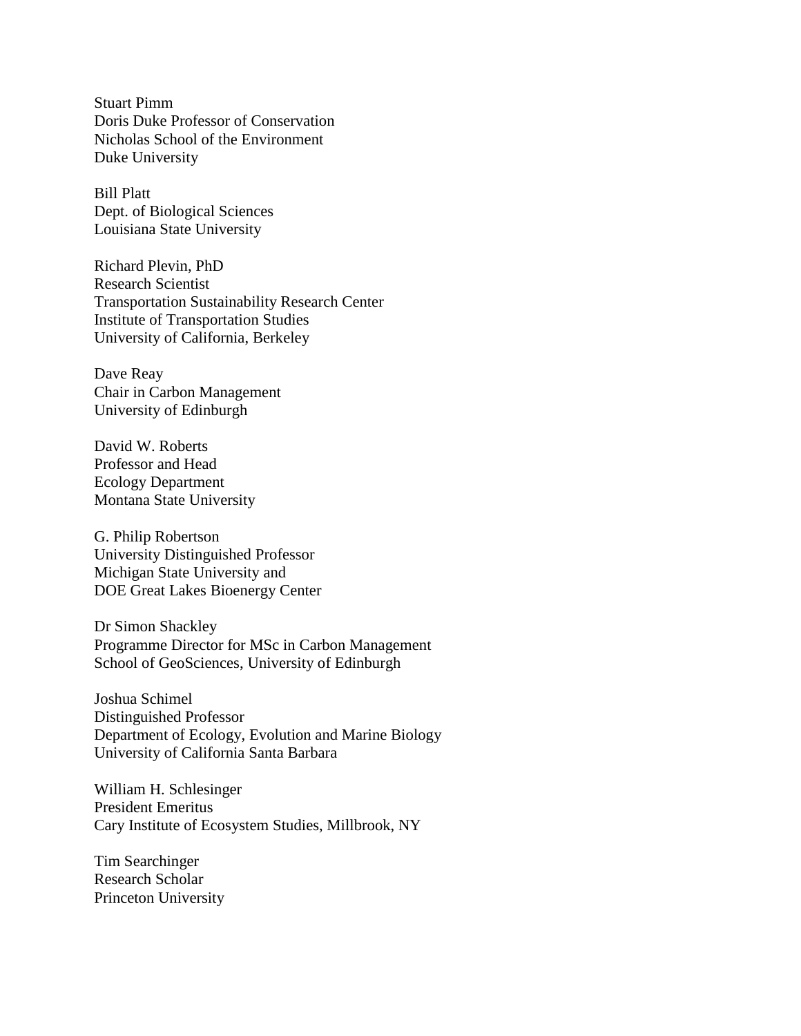Stuart Pimm
Doris Duke Professor of Conservation
Nicholas School of the Environment
Duke University

Bill Platt
Dept. of Biological Sciences
Louisiana State University

Richard Plevin, PhD
Research Scientist
Transportation Sustainability Research Center
Institute of Transportation Studies
University of California, Berkeley

Dave Reay
Chair in Carbon Management
University of Edinburgh

David W. Roberts
Professor and Head
Ecology Department
Montana State University

G. Philip Robertson
University Distinguished Professor
Michigan State University and
DOE Great Lakes Bioenergy Center

Dr Simon Shackley
Programme Director for MSc in Carbon Management
School of GeoSciences, University of Edinburgh

Joshua Schimel
Distinguished Professor
Department of Ecology, Evolution and Marine Biology
University of California Santa Barbara

William H. Schlesinger
President Emeritus
Cary Institute of Ecosystem Studies, Millbrook, NY

Tim Searchinger
Research Scholar
Princeton University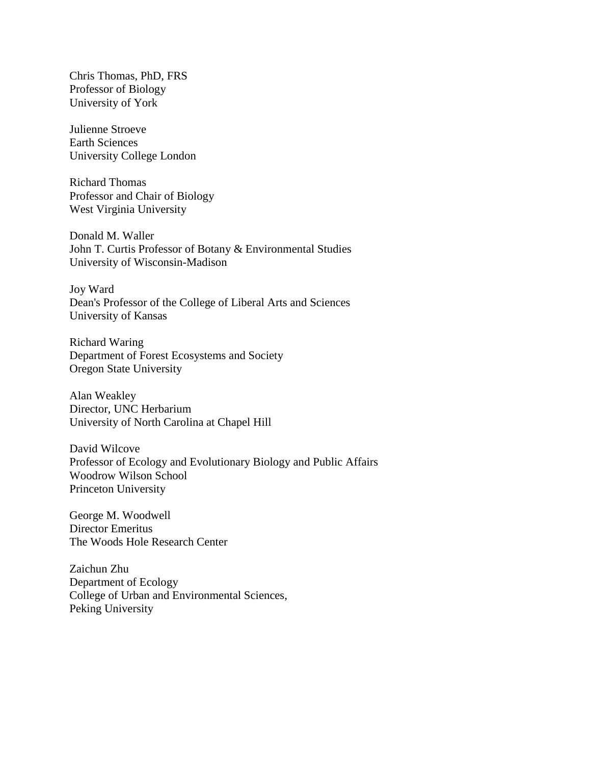Chris Thomas, PhD, FRS
Professor of Biology
University of York

Julienne Stroeve
Earth Sciences
University College London

Richard Thomas
Professor and Chair of Biology
West Virginia University

Donald M. Waller
John T. Curtis Professor of Botany & Environmental Studies
University of Wisconsin-Madison

Joy Ward
Dean's Professor of the College of Liberal Arts and Sciences
University of Kansas

Richard Waring
Department of Forest Ecosystems and Society
Oregon State University

Alan Weakley
Director, UNC Herbarium
University of North Carolina at Chapel Hill

David Wilcove
Professor of Ecology and Evolutionary Biology and Public Affairs
Woodrow Wilson School
Princeton University

George M. Woodwell
Director Emeritus
The Woods Hole Research Center

Zaichun Zhu
Department of Ecology
College of Urban and Environmental Sciences,
Peking University